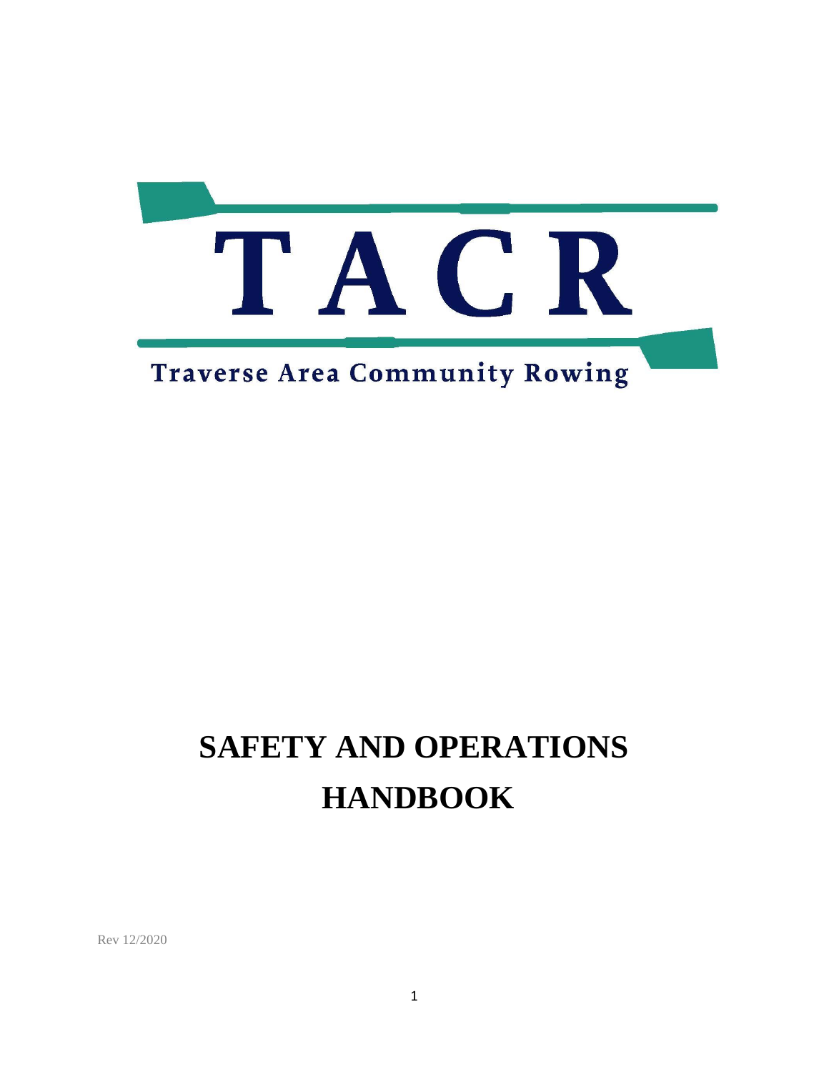TACR

Traverse Area Community Rowing

# SAFETY AND OPERATIONS HANDBOOK

Rev 12/2020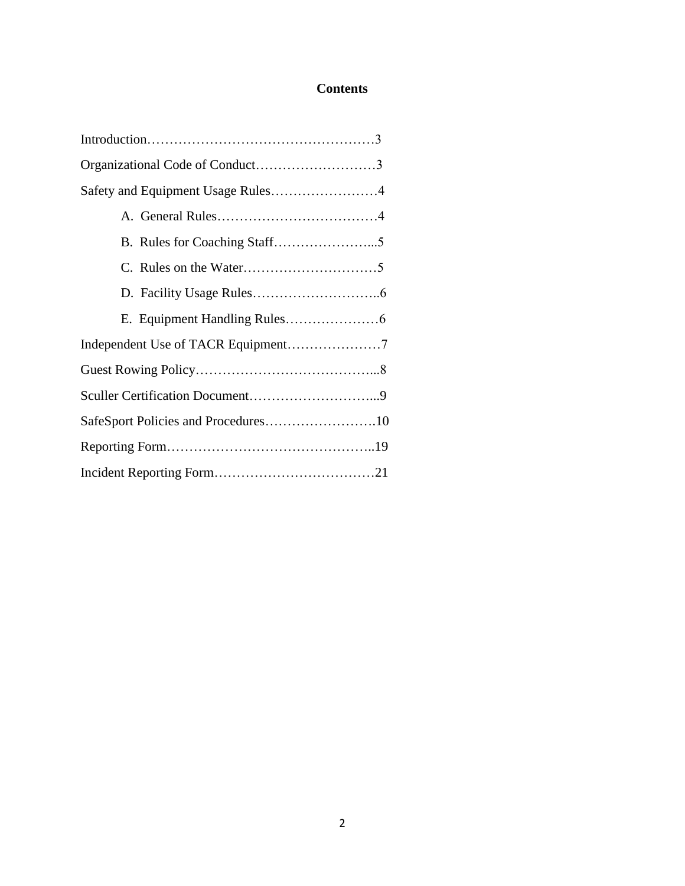# Contents

Introduction……………………………………………3

Organizational Code of Conduct………………………3

Safety and Equipment Usage Rules……………………4

- A. General Rules………………………………4
- B. Rules for Coaching Staff…………………...5
- C. Rules on the Water…………………………5
- D. Facility Usage Rules………………………..6
- E. Equipment Handling Rules…………………6

Independent Use of TACR Equipment…………………7

Guest Rowing Policy…………………………………...8

Sculler Certification Document………………………...9

SafeSport Policies and Procedures…………………….10

Reporting Form………………………………………..19

Incident Reporting Form………………………………21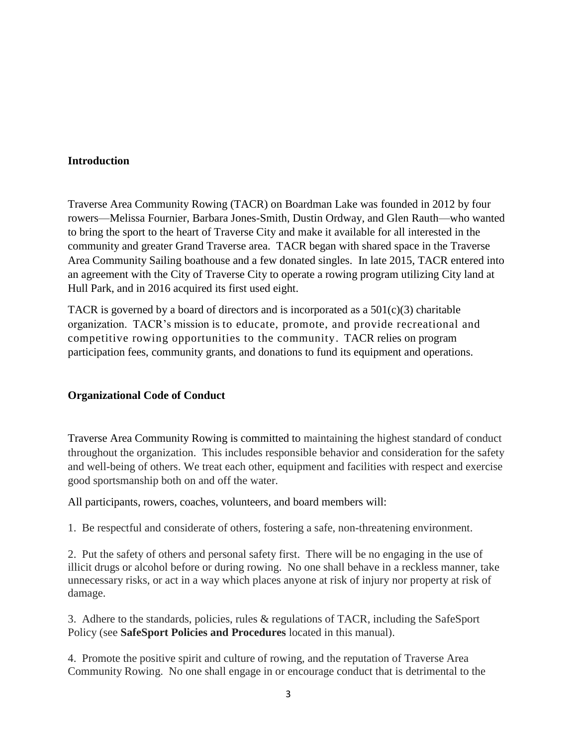## Introduction

Traverse Area Community Rowing (TACR) on Boardman Lake was founded in 2012 by four rowers—Melissa Fournier, Barbara Jones-Smith, Dustin Ordway, and Glen Rauth—who wanted to bring the sport to the heart of Traverse City and make it available for all interested in the community and greater Grand Traverse area. TACR began with shared space in the Traverse Area Community Sailing boathouse and a few donated singles. In late 2015, TACR entered into an agreement with the City of Traverse City to operate a rowing program utilizing City land at Hull Park, and in 2016 acquired its first used eight.

TACR is governed by a board of directors and is incorporated as a 501(c)(3) charitable organization. TACR's mission is to educate, promote, and provide recreational and competitive rowing opportunities to the community. TACR relies on program participation fees, community grants, and donations to fund its equipment and operations.

## Organizational Code of Conduct

Traverse Area Community Rowing is committed to maintaining the highest standard of conduct throughout the organization. This includes responsible behavior and consideration for the safety and well-being of others. We treat each other, equipment and facilities with respect and exercise good sportsmanship both on and off the water.

All participants, rowers, coaches, volunteers, and board members will:

1. Be respectful and considerate of others, fostering a safe, non-threatening environment.

2. Put the safety of others and personal safety first. There will be no engaging in the use of illicit drugs or alcohol before or during rowing. No one shall behave in a reckless manner, take unnecessary risks, or act in a way which places anyone at risk of injury nor property at risk of damage.

3. Adhere to the standards, policies, rules & regulations of TACR, including the SafeSport Policy (see **SafeSport Policies and Procedures** located in this manual).

4. Promote the positive spirit and culture of rowing, and the reputation of Traverse Area Community Rowing. No one shall engage in or encourage conduct that is detrimental to the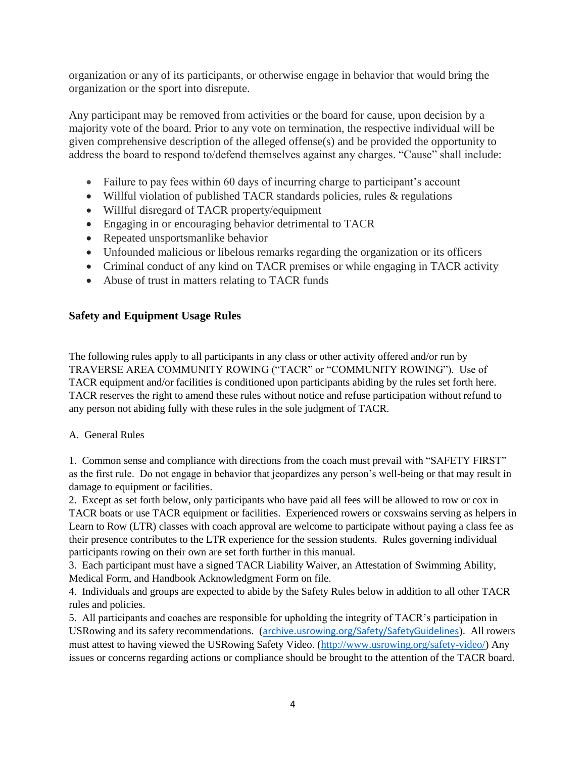organization or any of its participants, or otherwise engage in behavior that would bring the organization or the sport into disrepute.

Any participant may be removed from activities or the board for cause, upon decision by a majority vote of the board. Prior to any vote on termination, the respective individual will be given comprehensive description of the alleged offense(s) and be provided the opportunity to address the board to respond to/defend themselves against any charges. "Cause" shall include:

- Failure to pay fees within 60 days of incurring charge to participant's account
- Willful violation of published TACR standards policies, rules & regulations
- Willful disregard of TACR property/equipment
- Engaging in or encouraging behavior detrimental to TACR
- Repeated unsportsmanlike behavior
- Unfounded malicious or libelous remarks regarding the organization or its officers
- Criminal conduct of any kind on TACR premises or while engaging in TACR activity
- Abuse of trust in matters relating to TACR funds

## Safety and Equipment Usage Rules

The following rules apply to all participants in any class or other activity offered and/or run by TRAVERSE AREA COMMUNITY ROWING ("TACR" or "COMMUNITY ROWING"). Use of TACR equipment and/or facilities is conditioned upon participants abiding by the rules set forth here. TACR reserves the right to amend these rules without notice and refuse participation without refund to any person not abiding fully with these rules in the sole judgment of TACR.

A. General Rules

1. Common sense and compliance with directions from the coach must prevail with "SAFETY FIRST" as the first rule. Do not engage in behavior that jeopardizes any person's well-being or that may result in damage to equipment or facilities.
2. Except as set forth below, only participants who have paid all fees will be allowed to row or cox in TACR boats or use TACR equipment or facilities. Experienced rowers or coxswains serving as helpers in Learn to Row (LTR) classes with coach approval are welcome to participate without paying a class fee as their presence contributes to the LTR experience for the session students. Rules governing individual participants rowing on their own are set forth further in this manual.
3. Each participant must have a signed TACR Liability Waiver, an Attestation of Swimming Ability, Medical Form, and Handbook Acknowledgment Form on file.
4. Individuals and groups are expected to abide by the Safety Rules below in addition to all other TACR rules and policies.
5. All participants and coaches are responsible for upholding the integrity of TACR's participation in USRowing and its safety recommendations. (archive.usrowing.org/Safety/SafetyGuidelines). All rowers must attest to having viewed the USRowing Safety Video. (http://www.usrowing.org/safety-video/) Any issues or concerns regarding actions or compliance should be brought to the attention of the TACR board.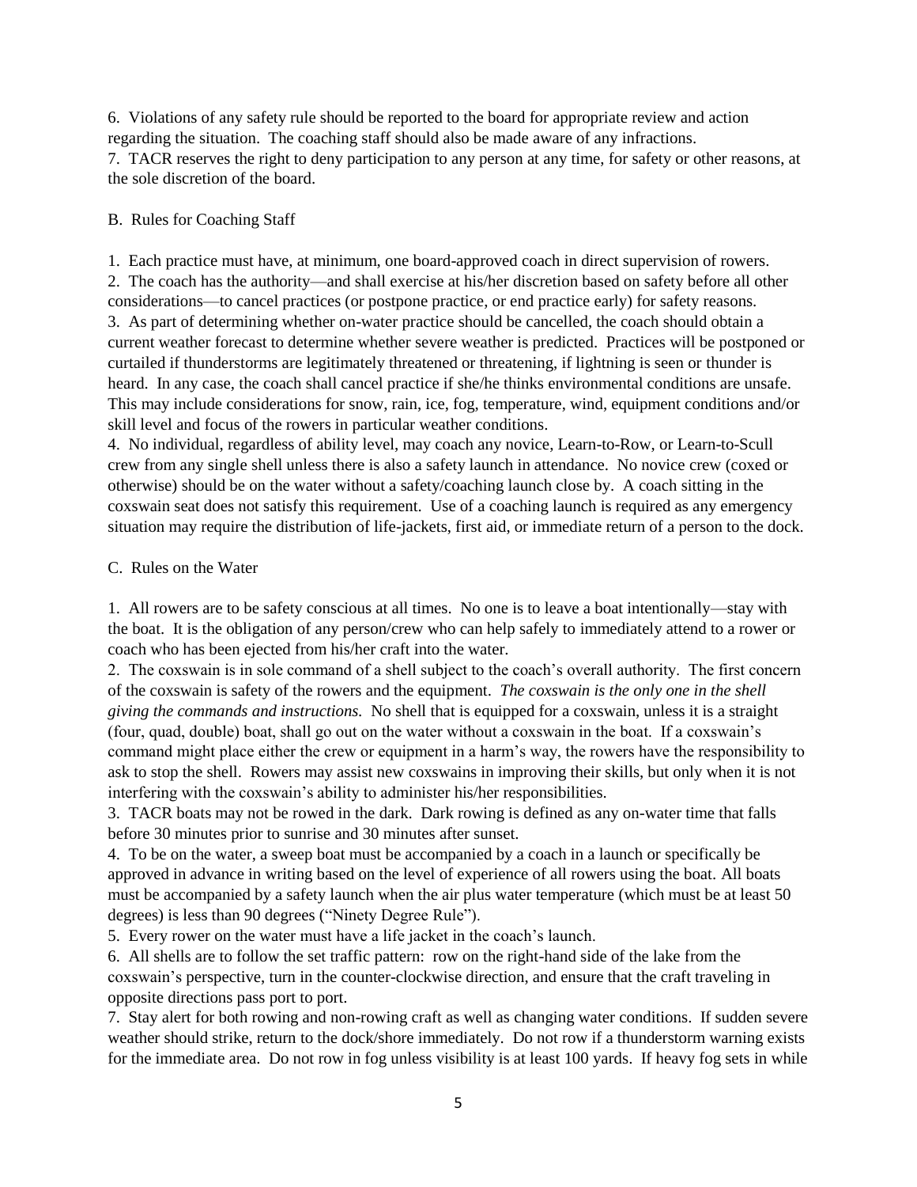6. Violations of any safety rule should be reported to the board for appropriate review and action regarding the situation. The coaching staff should also be made aware of any infractions.
7. TACR reserves the right to deny participation to any person at any time, for safety or other reasons, at the sole discretion of the board.

B. Rules for Coaching Staff

1. Each practice must have, at minimum, one board-approved coach in direct supervision of rowers.
2. The coach has the authority—and shall exercise at his/her discretion based on safety before all other considerations—to cancel practices (or postpone practice, or end practice early) for safety reasons.
3. As part of determining whether on-water practice should be cancelled, the coach should obtain a current weather forecast to determine whether severe weather is predicted. Practices will be postponed or curtailed if thunderstorms are legitimately threatened or threatening, if lightning is seen or thunder is heard. In any case, the coach shall cancel practice if she/he thinks environmental conditions are unsafe. This may include considerations for snow, rain, ice, fog, temperature, wind, equipment conditions and/or skill level and focus of the rowers in particular weather conditions.
4. No individual, regardless of ability level, may coach any novice, Learn-to-Row, or Learn-to-Scull crew from any single shell unless there is also a safety launch in attendance. No novice crew (coxed or otherwise) should be on the water without a safety/coaching launch close by. A coach sitting in the coxswain seat does not satisfy this requirement. Use of a coaching launch is required as any emergency situation may require the distribution of life-jackets, first aid, or immediate return of a person to the dock.

C. Rules on the Water

1. All rowers are to be safety conscious at all times. No one is to leave a boat intentionally—stay with the boat. It is the obligation of any person/crew who can help safely to immediately attend to a rower or coach who has been ejected from his/her craft into the water.
2. The coxswain is in sole command of a shell subject to the coach's overall authority. The first concern of the coxswain is safety of the rowers and the equipment. *The coxswain is the only one in the shell giving the commands and instructions.* No shell that is equipped for a coxswain, unless it is a straight (four, quad, double) boat, shall go out on the water without a coxswain in the boat. If a coxswain's command might place either the crew or equipment in a harm's way, the rowers have the responsibility to ask to stop the shell. Rowers may assist new coxswains in improving their skills, but only when it is not interfering with the coxswain's ability to administer his/her responsibilities.
3. TACR boats may not be rowed in the dark. Dark rowing is defined as any on-water time that falls before 30 minutes prior to sunrise and 30 minutes after sunset.
4. To be on the water, a sweep boat must be accompanied by a coach in a launch or specifically be approved in advance in writing based on the level of experience of all rowers using the boat. All boats must be accompanied by a safety launch when the air plus water temperature (which must be at least 50 degrees) is less than 90 degrees ("Ninety Degree Rule").
5. Every rower on the water must have a life jacket in the coach's launch.
6. All shells are to follow the set traffic pattern: row on the right-hand side of the lake from the coxswain's perspective, turn in the counter-clockwise direction, and ensure that the craft traveling in opposite directions pass port to port.
7. Stay alert for both rowing and non-rowing craft as well as changing water conditions. If sudden severe weather should strike, return to the dock/shore immediately. Do not row if a thunderstorm warning exists for the immediate area. Do not row in fog unless visibility is at least 100 yards. If heavy fog sets in while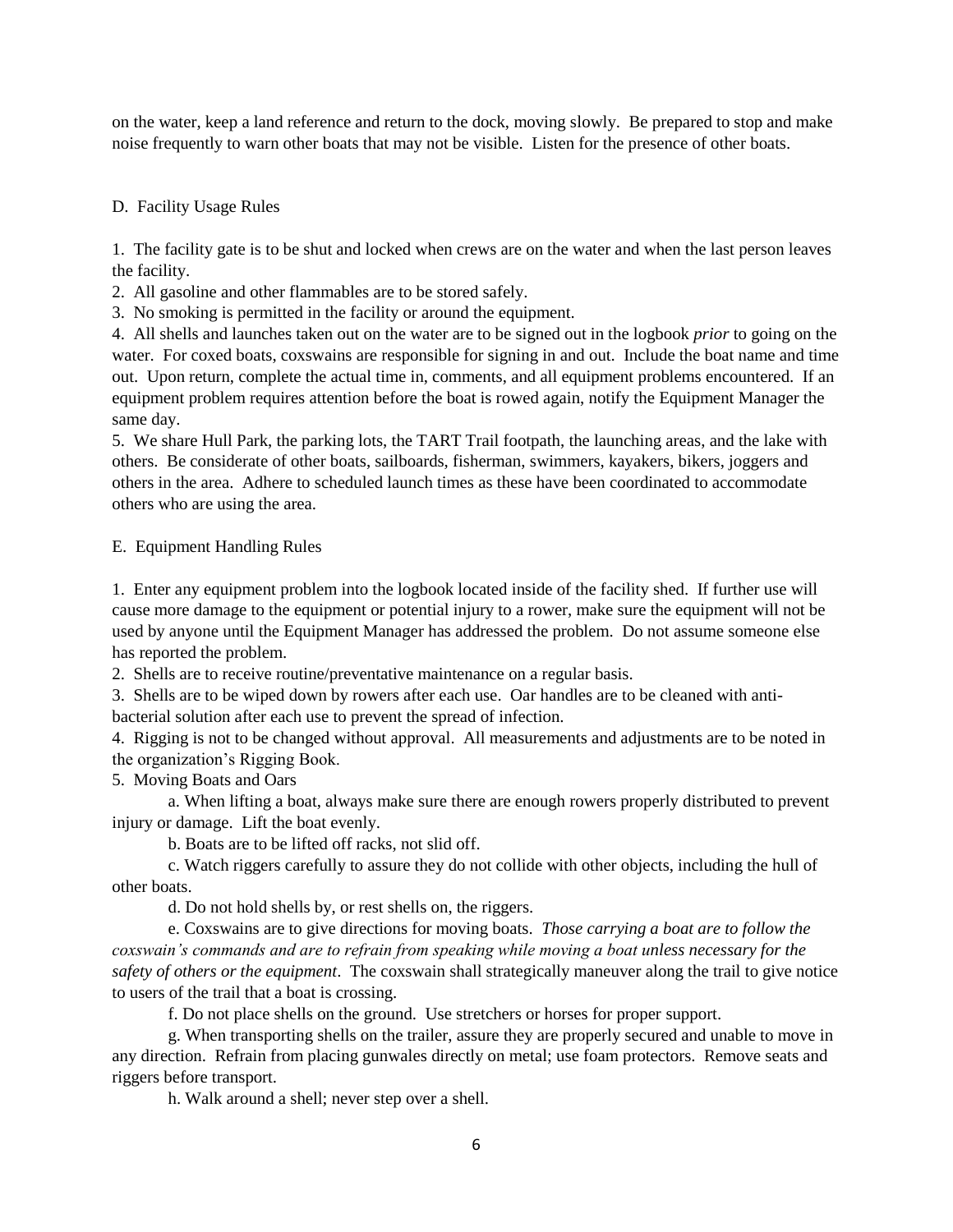on the water, keep a land reference and return to the dock, moving slowly. Be prepared to stop and make noise frequently to warn other boats that may not be visible. Listen for the presence of other boats.

D. Facility Usage Rules

1. The facility gate is to be shut and locked when crews are on the water and when the last person leaves the facility.
2. All gasoline and other flammables are to be stored safely.
3. No smoking is permitted in the facility or around the equipment.
4. All shells and launches taken out on the water are to be signed out in the logbook *prior* to going on the water. For coxed boats, coxswains are responsible for signing in and out. Include the boat name and time out. Upon return, complete the actual time in, comments, and all equipment problems encountered. If an equipment problem requires attention before the boat is rowed again, notify the Equipment Manager the same day.
5. We share Hull Park, the parking lots, the TART Trail footpath, the launching areas, and the lake with others. Be considerate of other boats, sailboards, fisherman, swimmers, kayakers, bikers, joggers and others in the area. Adhere to scheduled launch times as these have been coordinated to accommodate others who are using the area.

E. Equipment Handling Rules

1. Enter any equipment problem into the logbook located inside of the facility shed. If further use will cause more damage to the equipment or potential injury to a rower, make sure the equipment will not be used by anyone until the Equipment Manager has addressed the problem. Do not assume someone else has reported the problem.
2. Shells are to receive routine/preventative maintenance on a regular basis.
3. Shells are to be wiped down by rowers after each use. Oar handles are to be cleaned with anti-bacterial solution after each use to prevent the spread of infection.
4. Rigging is not to be changed without approval. All measurements and adjustments are to be noted in the organization's Rigging Book.
5. Moving Boats and Oars
   a. When lifting a boat, always make sure there are enough rowers properly distributed to prevent injury or damage. Lift the boat evenly.
   b. Boats are to be lifted off racks, not slid off.
   c. Watch riggers carefully to assure they do not collide with other objects, including the hull of other boats.
   d. Do not hold shells by, or rest shells on, the riggers.
   e. Coxswains are to give directions for moving boats. *Those carrying a boat are to follow the coxswain's commands and are to refrain from speaking while moving a boat unless necessary for the safety of others or the equipment*. The coxswain shall strategically maneuver along the trail to give notice to users of the trail that a boat is crossing.
   f. Do not place shells on the ground. Use stretchers or horses for proper support.
   g. When transporting shells on the trailer, assure they are properly secured and unable to move in any direction. Refrain from placing gunwales directly on metal; use foam protectors. Remove seats and riggers before transport.
   h. Walk around a shell; never step over a shell.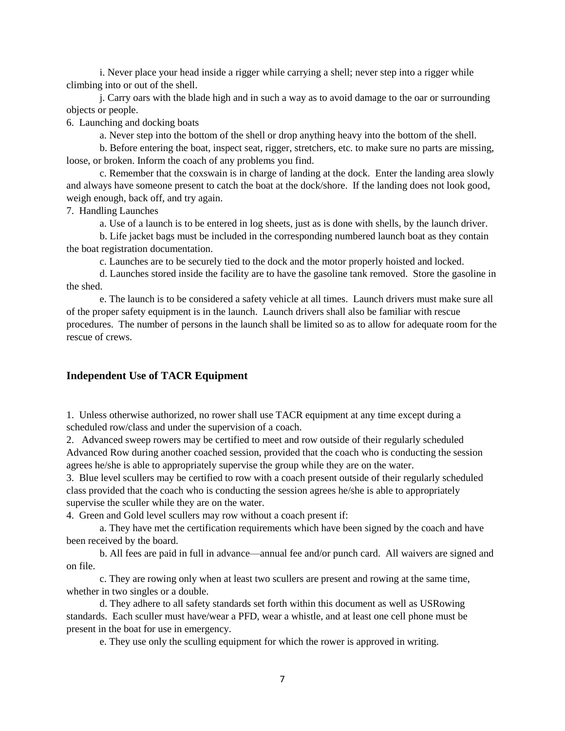i. Never place your head inside a rigger while carrying a shell; never step into a rigger while climbing into or out of the shell.

j. Carry oars with the blade high and in such a way as to avoid damage to the oar or surrounding objects or people.

6. Launching and docking boats

a. Never step into the bottom of the shell or drop anything heavy into the bottom of the shell.

b. Before entering the boat, inspect seat, rigger, stretchers, etc. to make sure no parts are missing, loose, or broken. Inform the coach of any problems you find.

c. Remember that the coxswain is in charge of landing at the dock. Enter the landing area slowly and always have someone present to catch the boat at the dock/shore. If the landing does not look good, weigh enough, back off, and try again.

7. Handling Launches

a. Use of a launch is to be entered in log sheets, just as is done with shells, by the launch driver.

b. Life jacket bags must be included in the corresponding numbered launch boat as they contain the boat registration documentation.

c. Launches are to be securely tied to the dock and the motor properly hoisted and locked.

d. Launches stored inside the facility are to have the gasoline tank removed. Store the gasoline in the shed.

e. The launch is to be considered a safety vehicle at all times. Launch drivers must make sure all of the proper safety equipment is in the launch. Launch drivers shall also be familiar with rescue procedures. The number of persons in the launch shall be limited so as to allow for adequate room for the rescue of crews.

## Independent Use of TACR Equipment

1. Unless otherwise authorized, no rower shall use TACR equipment at any time except during a scheduled row/class and under the supervision of a coach.

2. Advanced sweep rowers may be certified to meet and row outside of their regularly scheduled Advanced Row during another coached session, provided that the coach who is conducting the session agrees he/she is able to appropriately supervise the group while they are on the water.

3. Blue level scullers may be certified to row with a coach present outside of their regularly scheduled class provided that the coach who is conducting the session agrees he/she is able to appropriately supervise the sculler while they are on the water.

4. Green and Gold level scullers may row without a coach present if:

a. They have met the certification requirements which have been signed by the coach and have been received by the board.

b. All fees are paid in full in advance—annual fee and/or punch card. All waivers are signed and on file.

c. They are rowing only when at least two scullers are present and rowing at the same time, whether in two singles or a double.

d. They adhere to all safety standards set forth within this document as well as USRowing standards. Each sculler must have/wear a PFD, wear a whistle, and at least one cell phone must be present in the boat for use in emergency.

e. They use only the sculling equipment for which the rower is approved in writing.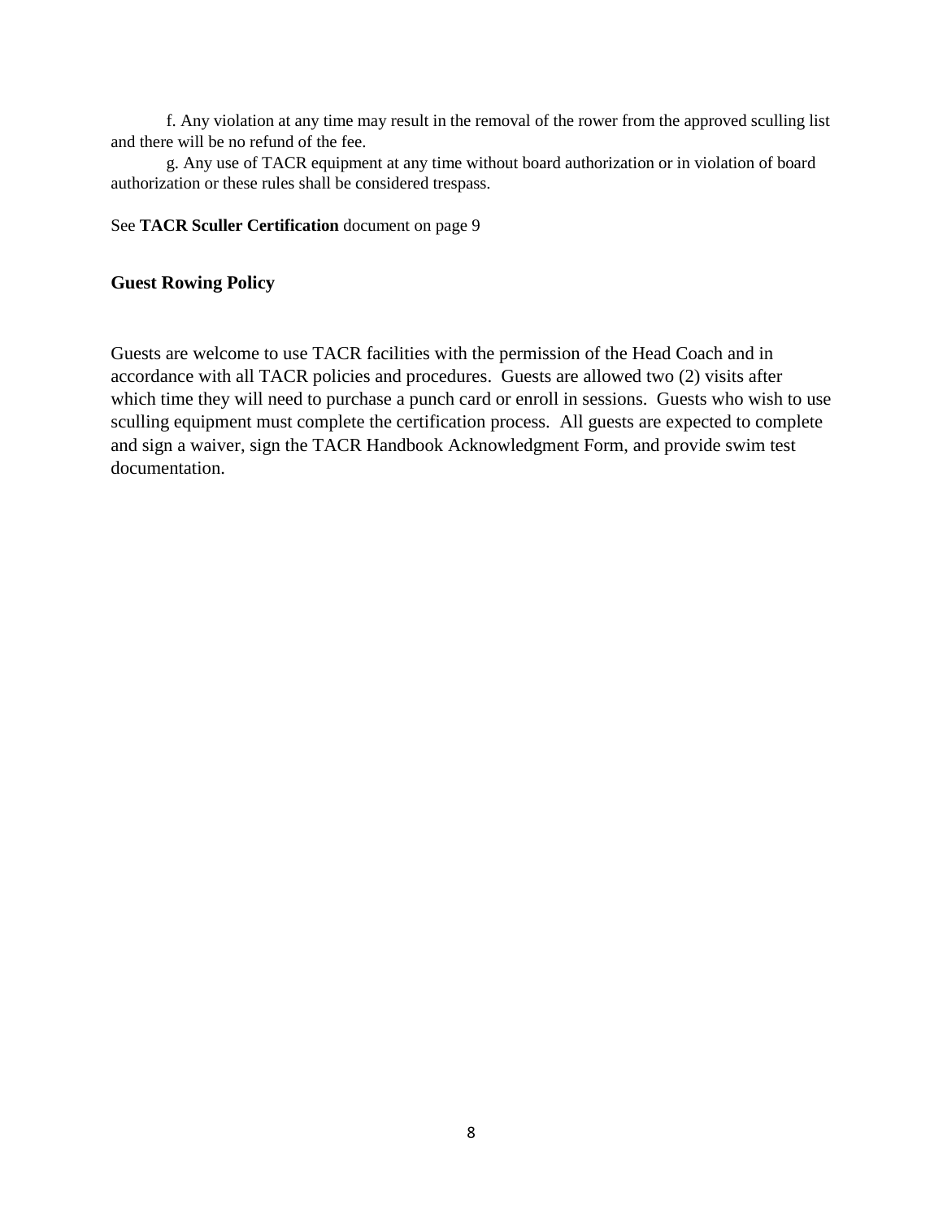f. Any violation at any time may result in the removal of the rower from the approved sculling list and there will be no refund of the fee.

g. Any use of TACR equipment at any time without board authorization or in violation of board authorization or these rules shall be considered trespass.

See **TACR Sculler Certification** document on page 9

### Guest Rowing Policy

Guests are welcome to use TACR facilities with the permission of the Head Coach and in accordance with all TACR policies and procedures. Guests are allowed two (2) visits after which time they will need to purchase a punch card or enroll in sessions. Guests who wish to use sculling equipment must complete the certification process. All guests are expected to complete and sign a waiver, sign the TACR Handbook Acknowledgment Form, and provide swim test documentation.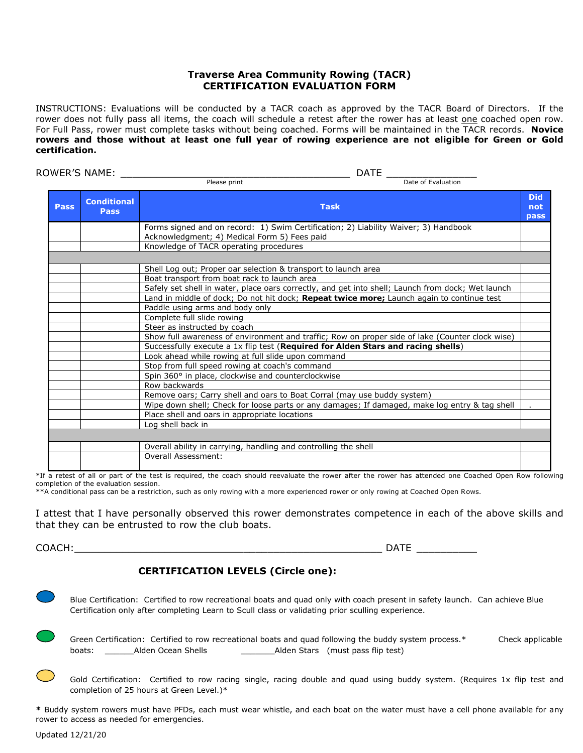**Traverse Area Community Rowing (TACR)**
**CERTIFICATION EVALUATION FORM**

INSTRUCTIONS: Evaluations will be conducted by a TACR coach as approved by the TACR Board of Directors. If the rower does not fully pass all items, the coach will schedule a retest after the rower has at least one coached open row. For Full Pass, rower must complete tasks without being coached. Forms will be maintained in the TACR records. **Novice rowers and those without at least one full year of rowing experience are not eligible for Green or Gold certification.**

ROWER'S NAME: ________________________________________ DATE _______________
Please print — Date of Evaluation

| Pass | Conditional Pass | Task | Did not pass |
|---|---|---|---|
| | | Forms signed and on record: 1) Swim Certification; 2) Liability Waiver; 3) Handbook Acknowledgment; 4) Medical Form 5) Fees paid | |
| | | Knowledge of TACR operating procedures | |
| | | | |
| | | Shell Log out; Proper oar selection & transport to launch area | |
| | | Boat transport from boat rack to launch area | |
| | | Safely set shell in water, place oars correctly, and get into shell; Launch from dock; Wet launch | |
| | | Land in middle of dock; Do not hit dock; **Repeat twice more;** Launch again to continue test | |
| | | Paddle using arms and body only | |
| | | Complete full slide rowing | |
| | | Steer as instructed by coach | |
| | | Show full awareness of environment and traffic; Row on proper side of lake (Counter clock wise) | |
| | | Successfully execute a 1x flip test (**Required for Alden Stars and racing shells**) | |
| | | Look ahead while rowing at full slide upon command | |
| | | Stop from full speed rowing at coach's command | |
| | | Spin 360° in place, clockwise and counterclockwise | |
| | | Row backwards | |
| | | Remove oars; Carry shell and oars to Boat Corral (may use buddy system) | |
| | | Wipe down shell; Check for loose parts or any damages; If damaged, make log entry & tag shell | . |
| | | Place shell and oars in appropriate locations | |
| | | Log shell back in | |
| | | | |
| | | Overall ability in carrying, handling and controlling the shell | |
| | | Overall Assessment: | |

*If a retest of all or part of the test is required, the coach should reevaluate the rower after the rower has attended one Coached Open Row following completion of the evaluation session.
**A conditional pass can be a restriction, such as only rowing with a more experienced rower or only rowing at Coached Open Rows.

I attest that I have personally observed this rower demonstrates competence in each of the above skills and that they can be entrusted to row the club boats.

COACH:____________________________________________________ DATE __________

**CERTIFICATION LEVELS (Circle one):**

Blue Certification: Certified to row recreational boats and quad only with coach present in safety launch. Can achieve Blue Certification only after completing Learn to Scull class or validating prior sculling experience.

Green Certification: Certified to row recreational boats and quad following the buddy system process.* Check applicable boats: ______Alden Ocean Shells _______Alden Stars (must pass flip test)

Gold Certification: Certified to row racing single, racing double and quad using buddy system. (Requires 1x flip test and completion of 25 hours at Green Level.)*

**\*** Buddy system rowers must have PFDs, each must wear whistle, and each boat on the water must have a cell phone available for any rower to access as needed for emergencies.

Updated 12/21/20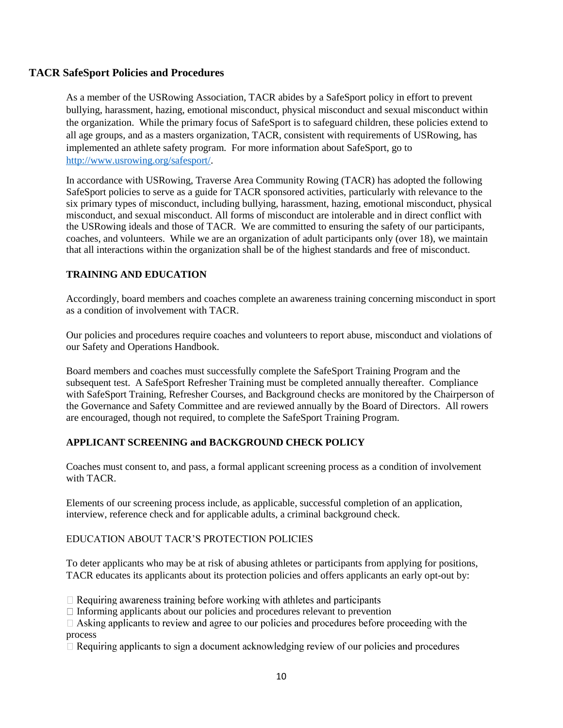## TACR SafeSport Policies and Procedures

As a member of the USRowing Association, TACR abides by a SafeSport policy in effort to prevent bullying, harassment, hazing, emotional misconduct, physical misconduct and sexual misconduct within the organization. While the primary focus of SafeSport is to safeguard children, these policies extend to all age groups, and as a masters organization, TACR, consistent with requirements of USRowing, has implemented an athlete safety program. For more information about SafeSport, go to [http://www.usrowing.org/safesport/](http://www.usrowing.org/safesport/).

In accordance with USRowing, Traverse Area Community Rowing (TACR) has adopted the following SafeSport policies to serve as a guide for TACR sponsored activities, particularly with relevance to the six primary types of misconduct, including bullying, harassment, hazing, emotional misconduct, physical misconduct, and sexual misconduct. All forms of misconduct are intolerable and in direct conflict with the USRowing ideals and those of TACR. We are committed to ensuring the safety of our participants, coaches, and volunteers. While we are an organization of adult participants only (over 18), we maintain that all interactions within the organization shall be of the highest standards and free of misconduct.

### TRAINING AND EDUCATION

Accordingly, board members and coaches complete an awareness training concerning misconduct in sport as a condition of involvement with TACR.

Our policies and procedures require coaches and volunteers to report abuse, misconduct and violations of our Safety and Operations Handbook.

Board members and coaches must successfully complete the SafeSport Training Program and the subsequent test. A SafeSport Refresher Training must be completed annually thereafter. Compliance with SafeSport Training, Refresher Courses, and Background checks are monitored by the Chairperson of the Governance and Safety Committee and are reviewed annually by the Board of Directors. All rowers are encouraged, though not required, to complete the SafeSport Training Program.

### APPLICANT SCREENING and BACKGROUND CHECK POLICY

Coaches must consent to, and pass, a formal applicant screening process as a condition of involvement with TACR.

Elements of our screening process include, as applicable, successful completion of an application, interview, reference check and for applicable adults, a criminal background check.

EDUCATION ABOUT TACR'S PROTECTION POLICIES

To deter applicants who may be at risk of abusing athletes or participants from applying for positions, TACR educates its applicants about its protection policies and offers applicants an early opt-out by:

- Requiring awareness training before working with athletes and participants
- Informing applicants about our policies and procedures relevant to prevention
- Asking applicants to review and agree to our policies and procedures before proceeding with the process
- Requiring applicants to sign a document acknowledging review of our policies and procedures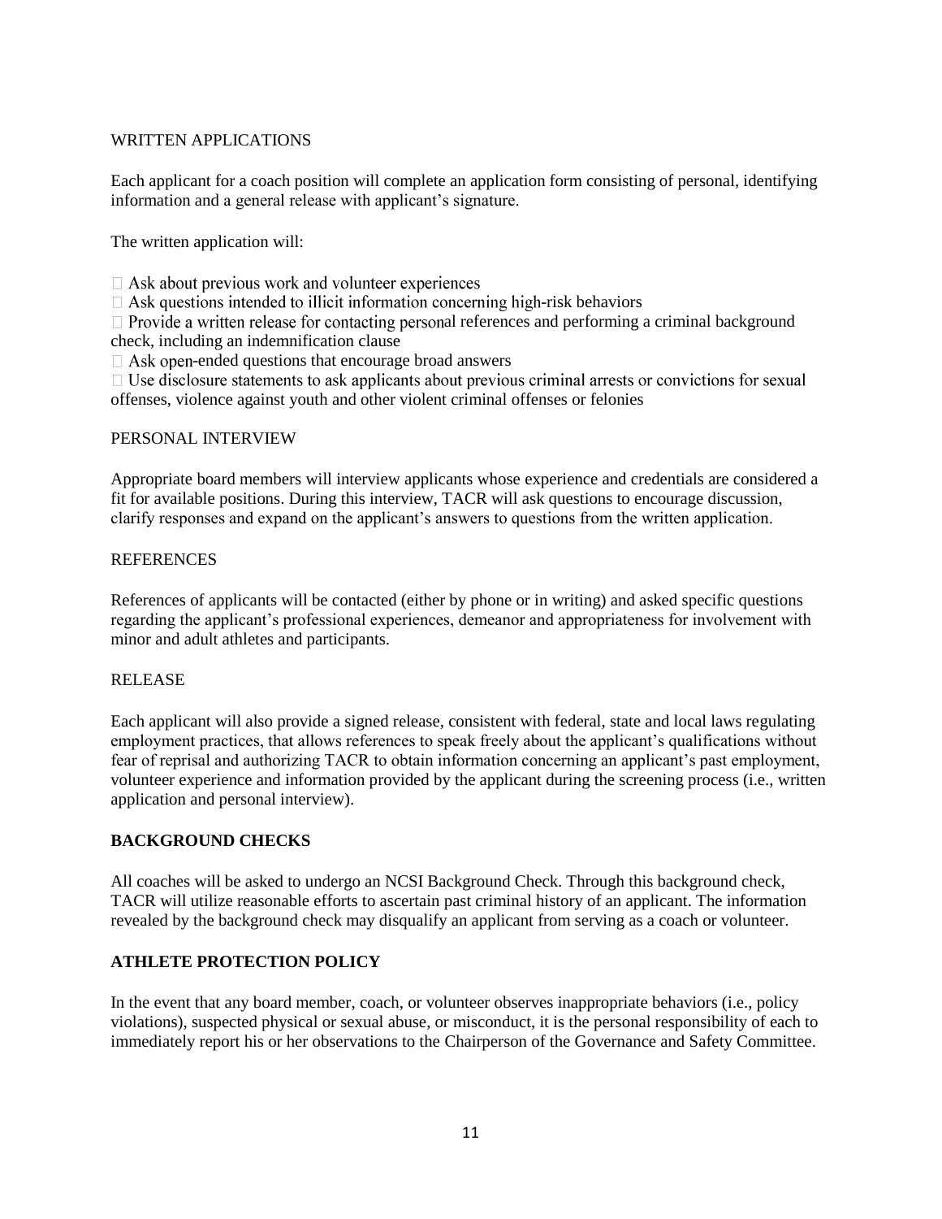WRITTEN APPLICATIONS

Each applicant for a coach position will complete an application form consisting of personal, identifying information and a general release with applicant's signature.

The written application will:

- Ask about previous work and volunteer experiences
- Ask questions intended to illicit information concerning high-risk behaviors
- Provide a written release for contacting personal references and performing a criminal background check, including an indemnification clause
- Ask open-ended questions that encourage broad answers
- Use disclosure statements to ask applicants about previous criminal arrests or convictions for sexual offenses, violence against youth and other violent criminal offenses or felonies

PERSONAL INTERVIEW

Appropriate board members will interview applicants whose experience and credentials are considered a fit for available positions. During this interview, TACR will ask questions to encourage discussion, clarify responses and expand on the applicant's answers to questions from the written application.

REFERENCES

References of applicants will be contacted (either by phone or in writing) and asked specific questions regarding the applicant's professional experiences, demeanor and appropriateness for involvement with minor and adult athletes and participants.

RELEASE

Each applicant will also provide a signed release, consistent with federal, state and local laws regulating employment practices, that allows references to speak freely about the applicant's qualifications without fear of reprisal and authorizing TACR to obtain information concerning an applicant's past employment, volunteer experience and information provided by the applicant during the screening process (i.e., written application and personal interview).

**BACKGROUND CHECKS**

All coaches will be asked to undergo an NCSI Background Check. Through this background check, TACR will utilize reasonable efforts to ascertain past criminal history of an applicant. The information revealed by the background check may disqualify an applicant from serving as a coach or volunteer.

**ATHLETE PROTECTION POLICY**

In the event that any board member, coach, or volunteer observes inappropriate behaviors (i.e., policy violations), suspected physical or sexual abuse, or misconduct, it is the personal responsibility of each to immediately report his or her observations to the Chairperson of the Governance and Safety Committee.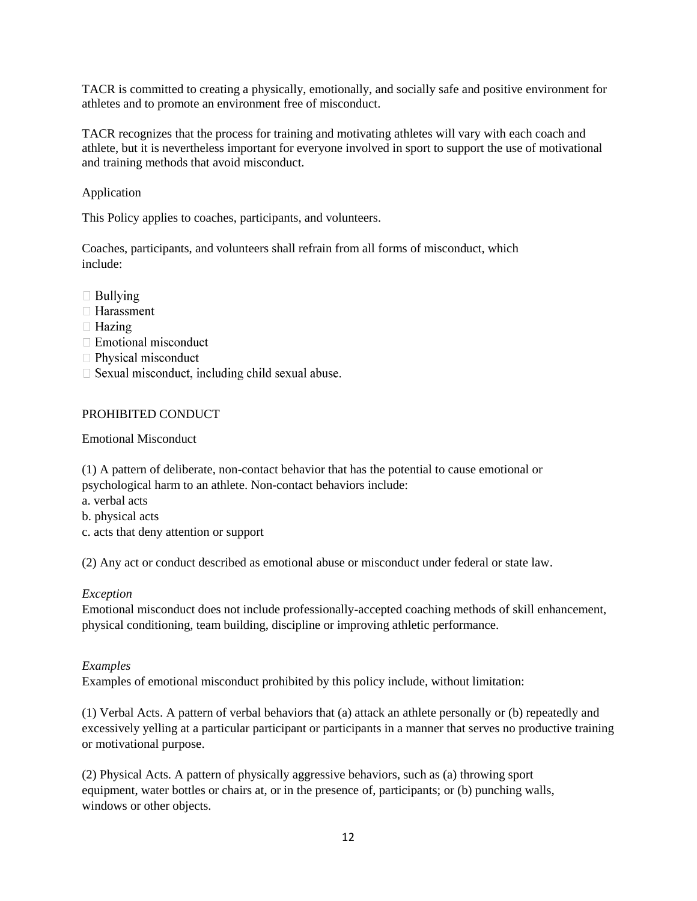TACR is committed to creating a physically, emotionally, and socially safe and positive environment for athletes and to promote an environment free of misconduct.

TACR recognizes that the process for training and motivating athletes will vary with each coach and athlete, but it is nevertheless important for everyone involved in sport to support the use of motivational and training methods that avoid misconduct.

## Application

This Policy applies to coaches, participants, and volunteers.

Coaches, participants, and volunteers shall refrain from all forms of misconduct, which include:

- Bullying
- Harassment
- Hazing
- Emotional misconduct
- Physical misconduct
- Sexual misconduct, including child sexual abuse.

## PROHIBITED CONDUCT

### Emotional Misconduct

(1) A pattern of deliberate, non-contact behavior that has the potential to cause emotional or psychological harm to an athlete. Non-contact behaviors include:
a. verbal acts
b. physical acts
c. acts that deny attention or support

(2) Any act or conduct described as emotional abuse or misconduct under federal or state law.

*Exception*
Emotional misconduct does not include professionally-accepted coaching methods of skill enhancement, physical conditioning, team building, discipline or improving athletic performance.

*Examples*
Examples of emotional misconduct prohibited by this policy include, without limitation:

(1) Verbal Acts. A pattern of verbal behaviors that (a) attack an athlete personally or (b) repeatedly and excessively yelling at a particular participant or participants in a manner that serves no productive training or motivational purpose.

(2) Physical Acts. A pattern of physically aggressive behaviors, such as (a) throwing sport equipment, water bottles or chairs at, or in the presence of, participants; or (b) punching walls, windows or other objects.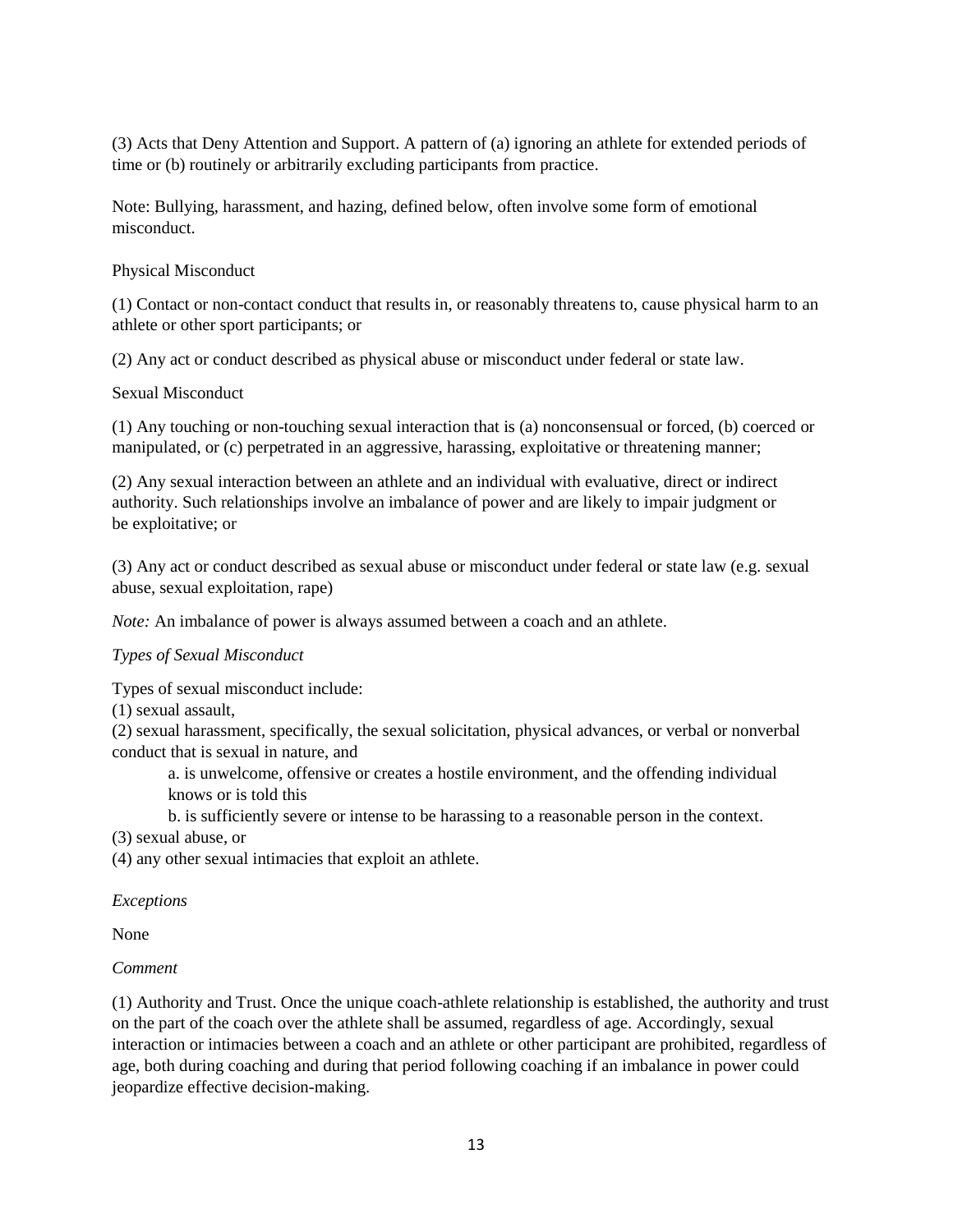(3) Acts that Deny Attention and Support. A pattern of (a) ignoring an athlete for extended periods of time or (b) routinely or arbitrarily excluding participants from practice.

Note: Bullying, harassment, and hazing, defined below, often involve some form of emotional misconduct.

Physical Misconduct

(1) Contact or non-contact conduct that results in, or reasonably threatens to, cause physical harm to an athlete or other sport participants; or

(2) Any act or conduct described as physical abuse or misconduct under federal or state law.

Sexual Misconduct

(1) Any touching or non-touching sexual interaction that is (a) nonconsensual or forced, (b) coerced or manipulated, or (c) perpetrated in an aggressive, harassing, exploitative or threatening manner;

(2) Any sexual interaction between an athlete and an individual with evaluative, direct or indirect authority. Such relationships involve an imbalance of power and are likely to impair judgment or be exploitative; or

(3) Any act or conduct described as sexual abuse or misconduct under federal or state law (e.g. sexual abuse, sexual exploitation, rape)

*Note:* An imbalance of power is always assumed between a coach and an athlete.

*Types of Sexual Misconduct*

Types of sexual misconduct include:
(1) sexual assault,
(2) sexual harassment, specifically, the sexual solicitation, physical advances, or verbal or nonverbal conduct that is sexual in nature, and

   a. is unwelcome, offensive or creates a hostile environment, and the offending individual knows or is told this

   b. is sufficiently severe or intense to be harassing to a reasonable person in the context.

(3) sexual abuse, or
(4) any other sexual intimacies that exploit an athlete.

*Exceptions*

None

*Comment*

(1) Authority and Trust. Once the unique coach-athlete relationship is established, the authority and trust on the part of the coach over the athlete shall be assumed, regardless of age. Accordingly, sexual interaction or intimacies between a coach and an athlete or other participant are prohibited, regardless of age, both during coaching and during that period following coaching if an imbalance in power could jeopardize effective decision-making.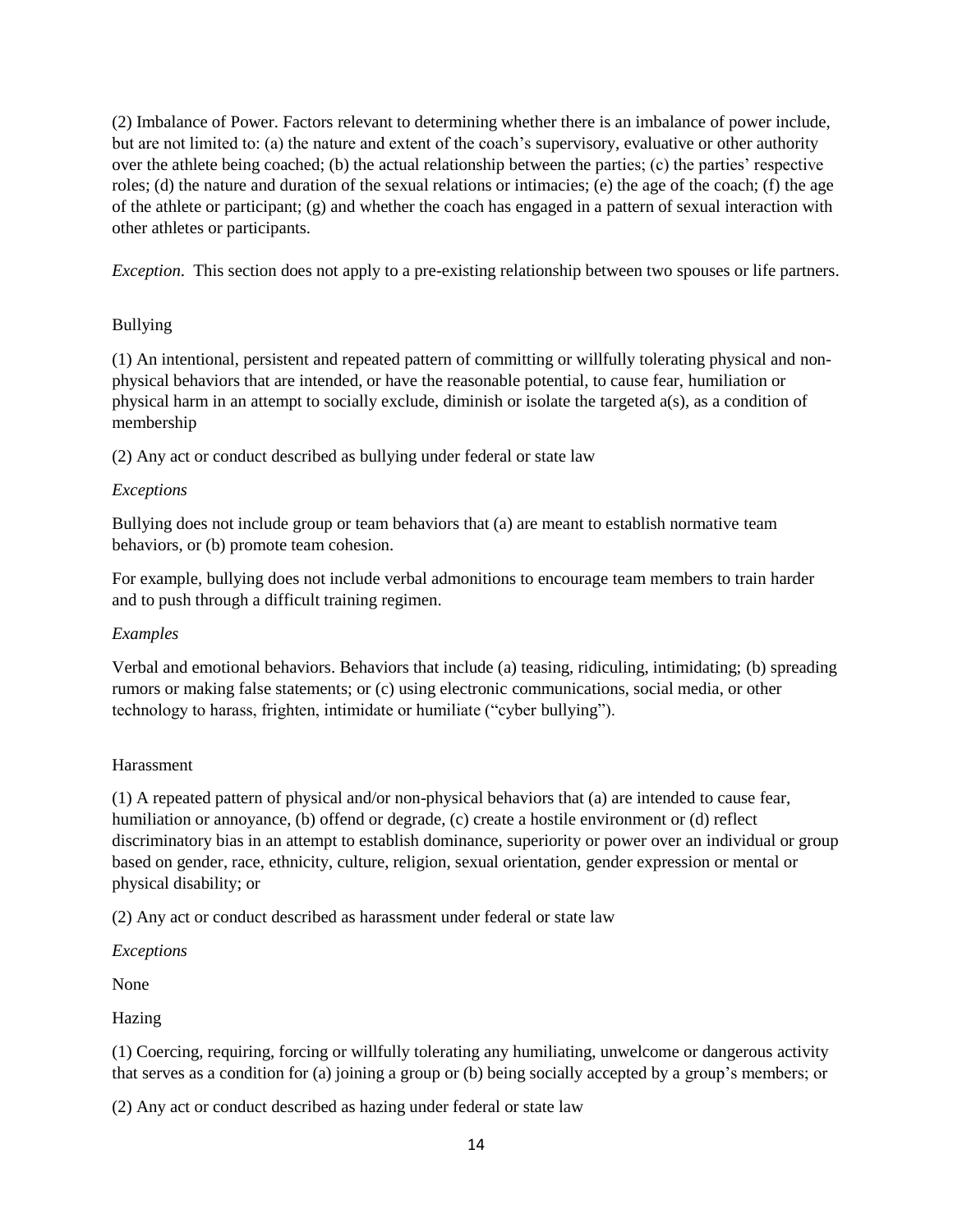(2) Imbalance of Power. Factors relevant to determining whether there is an imbalance of power include, but are not limited to: (a) the nature and extent of the coach's supervisory, evaluative or other authority over the athlete being coached; (b) the actual relationship between the parties; (c) the parties' respective roles; (d) the nature and duration of the sexual relations or intimacies; (e) the age of the coach; (f) the age of the athlete or participant; (g) and whether the coach has engaged in a pattern of sexual interaction with other athletes or participants.

*Exception.* This section does not apply to a pre-existing relationship between two spouses or life partners.

### Bullying

(1) An intentional, persistent and repeated pattern of committing or willfully tolerating physical and non-physical behaviors that are intended, or have the reasonable potential, to cause fear, humiliation or physical harm in an attempt to socially exclude, diminish or isolate the targeted a(s), as a condition of membership

(2) Any act or conduct described as bullying under federal or state law

*Exceptions*

Bullying does not include group or team behaviors that (a) are meant to establish normative team behaviors, or (b) promote team cohesion.

For example, bullying does not include verbal admonitions to encourage team members to train harder and to push through a difficult training regimen.

*Examples*

Verbal and emotional behaviors. Behaviors that include (a) teasing, ridiculing, intimidating; (b) spreading rumors or making false statements; or (c) using electronic communications, social media, or other technology to harass, frighten, intimidate or humiliate ("cyber bullying").

### Harassment

(1) A repeated pattern of physical and/or non-physical behaviors that (a) are intended to cause fear, humiliation or annoyance, (b) offend or degrade, (c) create a hostile environment or (d) reflect discriminatory bias in an attempt to establish dominance, superiority or power over an individual or group based on gender, race, ethnicity, culture, religion, sexual orientation, gender expression or mental or physical disability; or

(2) Any act or conduct described as harassment under federal or state law

*Exceptions*

None

### Hazing

(1) Coercing, requiring, forcing or willfully tolerating any humiliating, unwelcome or dangerous activity that serves as a condition for (a) joining a group or (b) being socially accepted by a group's members; or

(2) Any act or conduct described as hazing under federal or state law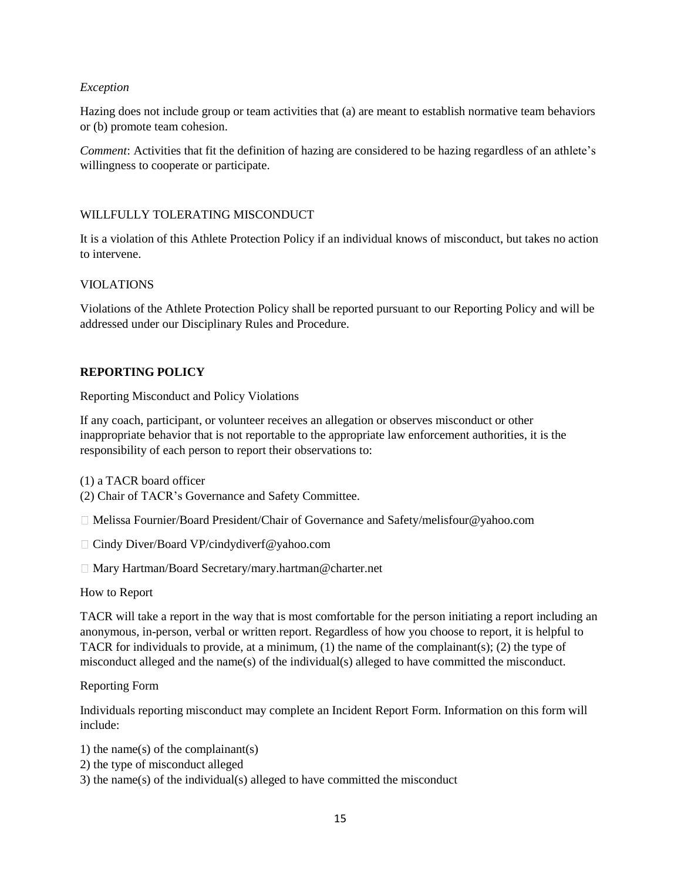*Exception*

Hazing does not include group or team activities that (a) are meant to establish normative team behaviors or (b) promote team cohesion.

*Comment*: Activities that fit the definition of hazing are considered to be hazing regardless of an athlete's willingness to cooperate or participate.

WILLFULLY TOLERATING MISCONDUCT

It is a violation of this Athlete Protection Policy if an individual knows of misconduct, but takes no action to intervene.

VIOLATIONS

Violations of the Athlete Protection Policy shall be reported pursuant to our Reporting Policy and will be addressed under our Disciplinary Rules and Procedure.

## REPORTING POLICY

Reporting Misconduct and Policy Violations

If any coach, participant, or volunteer receives an allegation or observes misconduct or other inappropriate behavior that is not reportable to the appropriate law enforcement authorities, it is the responsibility of each person to report their observations to:

(1) a TACR board officer
(2) Chair of TACR's Governance and Safety Committee.

- Melissa Fournier/Board President/Chair of Governance and Safety/melisfour@yahoo.com
- Cindy Diver/Board VP/cindydiverf@yahoo.com
- Mary Hartman/Board Secretary/mary.hartman@charter.net

How to Report

TACR will take a report in the way that is most comfortable for the person initiating a report including an anonymous, in-person, verbal or written report. Regardless of how you choose to report, it is helpful to TACR for individuals to provide, at a minimum, (1) the name of the complainant(s); (2) the type of misconduct alleged and the name(s) of the individual(s) alleged to have committed the misconduct.

Reporting Form

Individuals reporting misconduct may complete an Incident Report Form. Information on this form will include:

1) the name(s) of the complainant(s)
2) the type of misconduct alleged
3) the name(s) of the individual(s) alleged to have committed the misconduct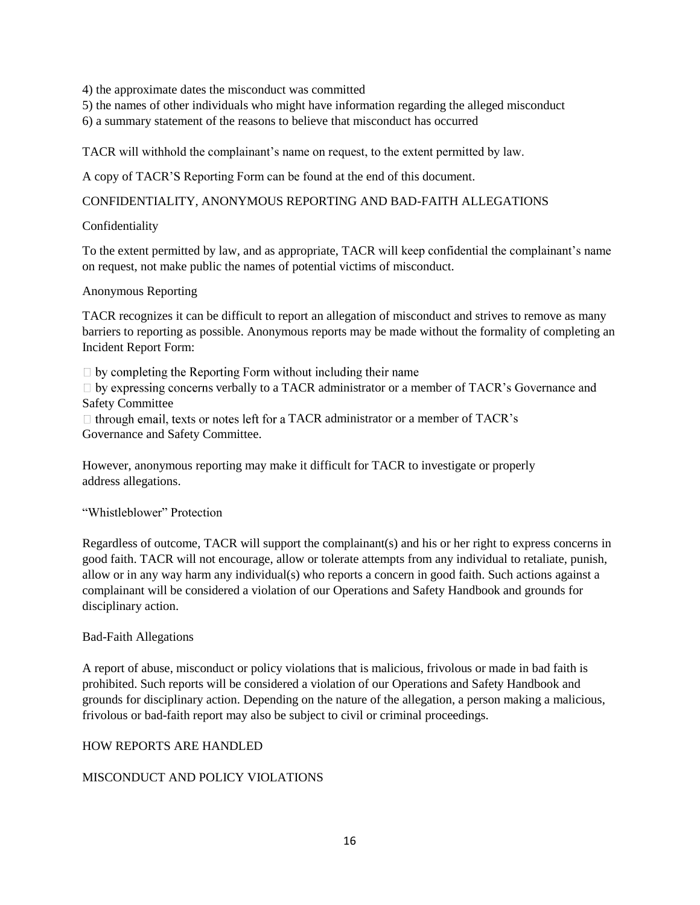4) the approximate dates the misconduct was committed
5) the names of other individuals who might have information regarding the alleged misconduct
6) a summary statement of the reasons to believe that misconduct has occurred

TACR will withhold the complainant's name on request, to the extent permitted by law.

A copy of TACR'S Reporting Form can be found at the end of this document.

## CONFIDENTIALITY, ANONYMOUS REPORTING AND BAD-FAITH ALLEGATIONS

### Confidentiality

To the extent permitted by law, and as appropriate, TACR will keep confidential the complainant's name on request, not make public the names of potential victims of misconduct.

### Anonymous Reporting

TACR recognizes it can be difficult to report an allegation of misconduct and strives to remove as many barriers to reporting as possible. Anonymous reports may be made without the formality of completing an Incident Report Form:

- by completing the Reporting Form without including their name
- by expressing concerns verbally to a TACR administrator or a member of TACR's Governance and Safety Committee
- through email, texts or notes left for a TACR administrator or a member of TACR's Governance and Safety Committee.

However, anonymous reporting may make it difficult for TACR to investigate or properly address allegations.

### "Whistleblower" Protection

Regardless of outcome, TACR will support the complainant(s) and his or her right to express concerns in good faith. TACR will not encourage, allow or tolerate attempts from any individual to retaliate, punish, allow or in any way harm any individual(s) who reports a concern in good faith. Such actions against a complainant will be considered a violation of our Operations and Safety Handbook and grounds for disciplinary action.

### Bad-Faith Allegations

A report of abuse, misconduct or policy violations that is malicious, frivolous or made in bad faith is prohibited. Such reports will be considered a violation of our Operations and Safety Handbook and grounds for disciplinary action. Depending on the nature of the allegation, a person making a malicious, frivolous or bad-faith report may also be subject to civil or criminal proceedings.

## HOW REPORTS ARE HANDLED

### MISCONDUCT AND POLICY VIOLATIONS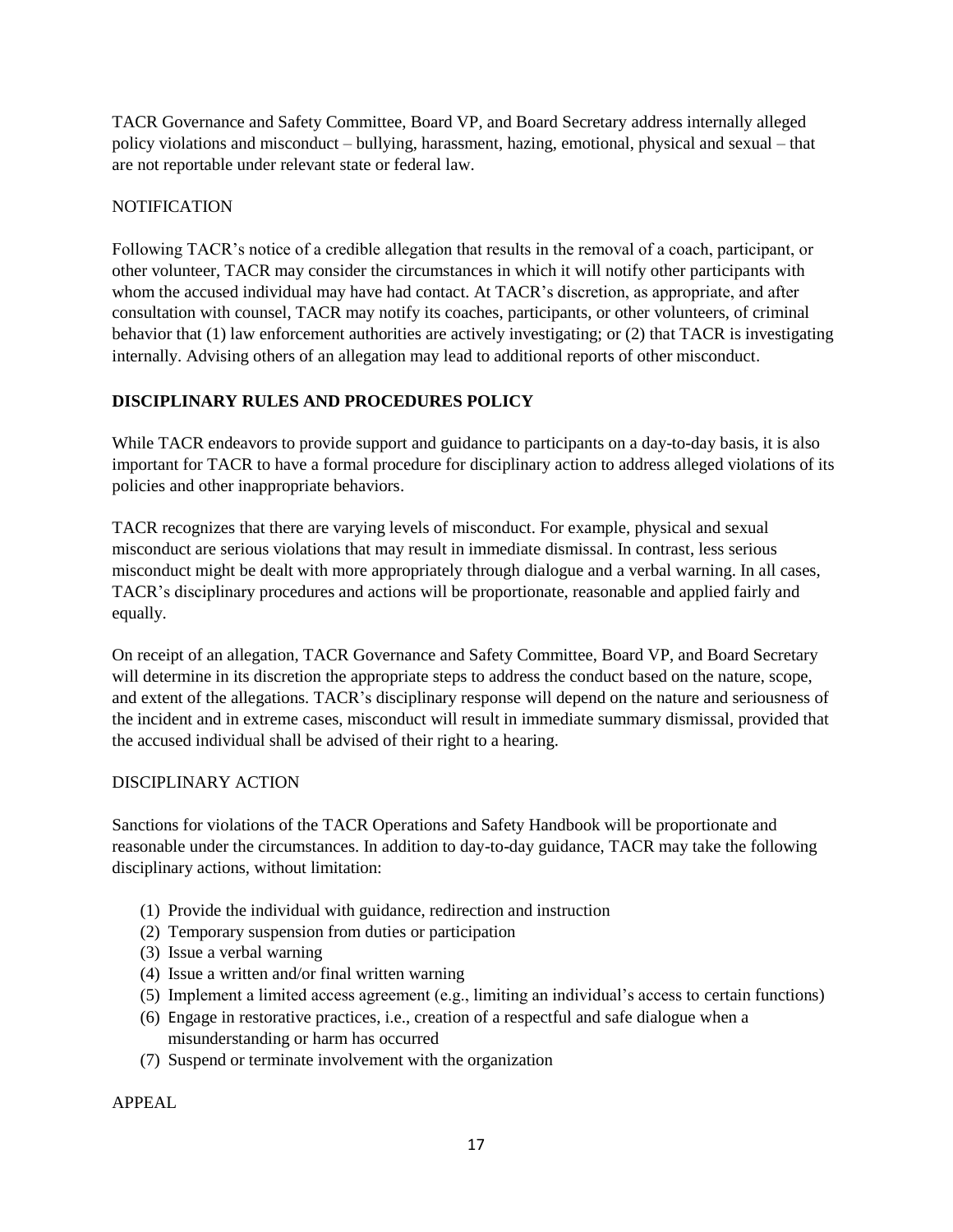TACR Governance and Safety Committee, Board VP, and Board Secretary address internally alleged policy violations and misconduct – bullying, harassment, hazing, emotional, physical and sexual – that are not reportable under relevant state or federal law.

NOTIFICATION

Following TACR's notice of a credible allegation that results in the removal of a coach, participant, or other volunteer, TACR may consider the circumstances in which it will notify other participants with whom the accused individual may have had contact. At TACR's discretion, as appropriate, and after consultation with counsel, TACR may notify its coaches, participants, or other volunteers, of criminal behavior that (1) law enforcement authorities are actively investigating; or (2) that TACR is investigating internally. Advising others of an allegation may lead to additional reports of other misconduct.

## DISCIPLINARY RULES AND PROCEDURES POLICY

While TACR endeavors to provide support and guidance to participants on a day-to-day basis, it is also important for TACR to have a formal procedure for disciplinary action to address alleged violations of its policies and other inappropriate behaviors.

TACR recognizes that there are varying levels of misconduct. For example, physical and sexual misconduct are serious violations that may result in immediate dismissal. In contrast, less serious misconduct might be dealt with more appropriately through dialogue and a verbal warning. In all cases, TACR's disciplinary procedures and actions will be proportionate, reasonable and applied fairly and equally.

On receipt of an allegation, TACR Governance and Safety Committee, Board VP, and Board Secretary will determine in its discretion the appropriate steps to address the conduct based on the nature, scope, and extent of the allegations. TACR's disciplinary response will depend on the nature and seriousness of the incident and in extreme cases, misconduct will result in immediate summary dismissal, provided that the accused individual shall be advised of their right to a hearing.

DISCIPLINARY ACTION

Sanctions for violations of the TACR Operations and Safety Handbook will be proportionate and reasonable under the circumstances. In addition to day-to-day guidance, TACR may take the following disciplinary actions, without limitation:

(1) Provide the individual with guidance, redirection and instruction
(2) Temporary suspension from duties or participation
(3) Issue a verbal warning
(4) Issue a written and/or final written warning
(5) Implement a limited access agreement (e.g., limiting an individual's access to certain functions)
(6) Engage in restorative practices, i.e., creation of a respectful and safe dialogue when a misunderstanding or harm has occurred
(7) Suspend or terminate involvement with the organization

APPEAL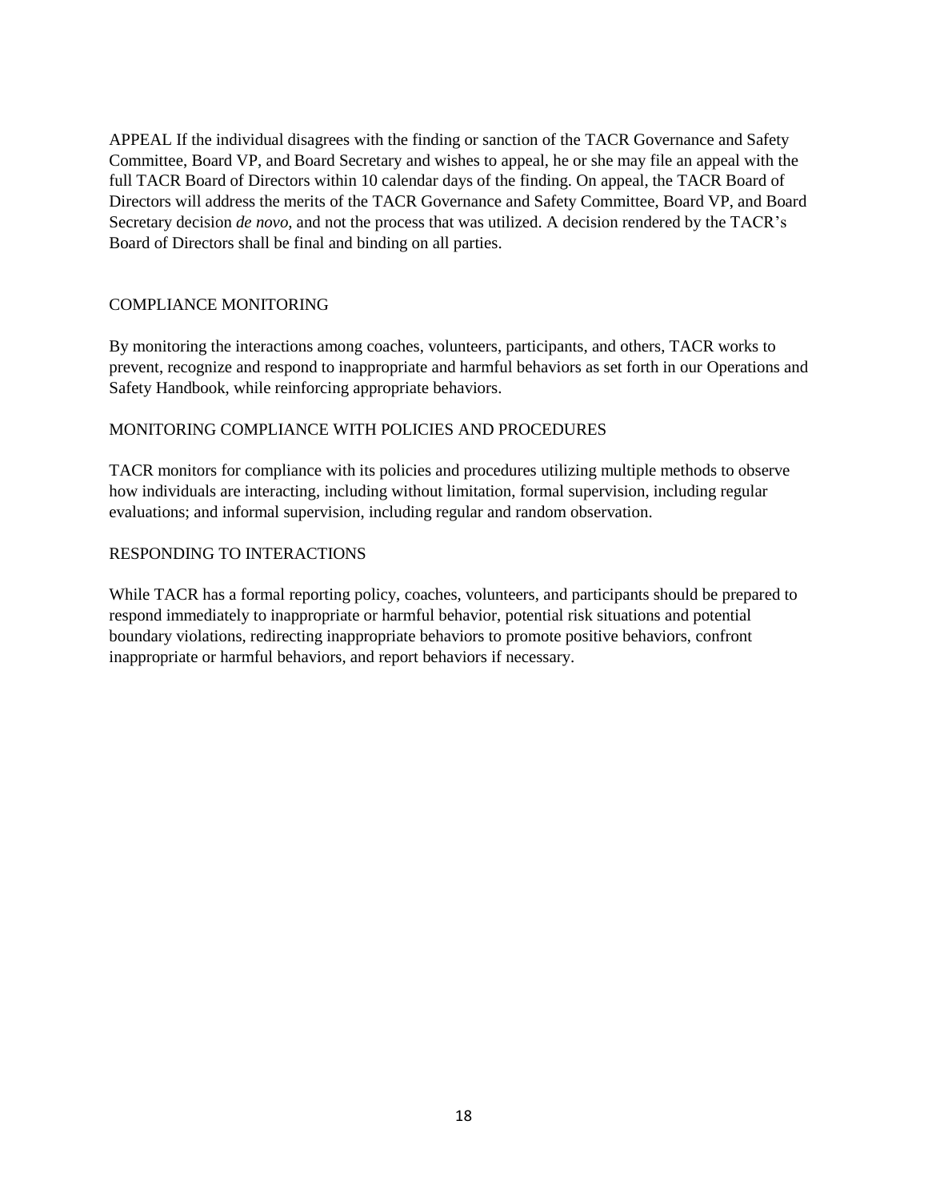APPEAL If the individual disagrees with the finding or sanction of the TACR Governance and Safety Committee, Board VP, and Board Secretary and wishes to appeal, he or she may file an appeal with the full TACR Board of Directors within 10 calendar days of the finding. On appeal, the TACR Board of Directors will address the merits of the TACR Governance and Safety Committee, Board VP, and Board Secretary decision *de novo*, and not the process that was utilized. A decision rendered by the TACR's Board of Directors shall be final and binding on all parties.

## COMPLIANCE MONITORING

By monitoring the interactions among coaches, volunteers, participants, and others, TACR works to prevent, recognize and respond to inappropriate and harmful behaviors as set forth in our Operations and Safety Handbook, while reinforcing appropriate behaviors.

## MONITORING COMPLIANCE WITH POLICIES AND PROCEDURES

TACR monitors for compliance with its policies and procedures utilizing multiple methods to observe how individuals are interacting, including without limitation, formal supervision, including regular evaluations; and informal supervision, including regular and random observation.

## RESPONDING TO INTERACTIONS

While TACR has a formal reporting policy, coaches, volunteers, and participants should be prepared to respond immediately to inappropriate or harmful behavior, potential risk situations and potential boundary violations, redirecting inappropriate behaviors to promote positive behaviors, confront inappropriate or harmful behaviors, and report behaviors if necessary.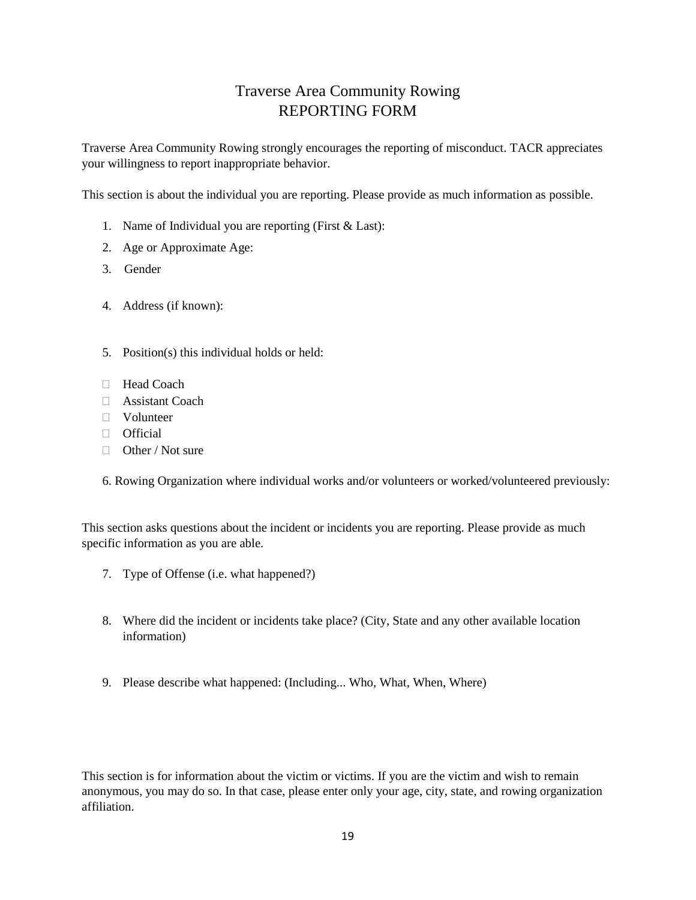# Traverse Area Community Rowing
# REPORTING FORM

Traverse Area Community Rowing strongly encourages the reporting of misconduct. TACR appreciates your willingness to report inappropriate behavior.

This section is about the individual you are reporting. Please provide as much information as possible.

1. Name of Individual you are reporting (First & Last):
2. Age or Approximate Age:
3. Gender

4. Address (if known):

5. Position(s) this individual holds or held:

- ☐ Head Coach
- ☐ Assistant Coach
- ☐ Volunteer
- ☐ Official
- ☐ Other / Not sure

6. Rowing Organization where individual works and/or volunteers or worked/volunteered previously:

This section asks questions about the incident or incidents you are reporting. Please provide as much specific information as you are able.

7. Type of Offense (i.e. what happened?)

8. Where did the incident or incidents take place? (City, State and any other available location information)

9. Please describe what happened: (Including... Who, What, When, Where)

This section is for information about the victim or victims. If you are the victim and wish to remain anonymous, you may do so. In that case, please enter only your age, city, state, and rowing organization affiliation.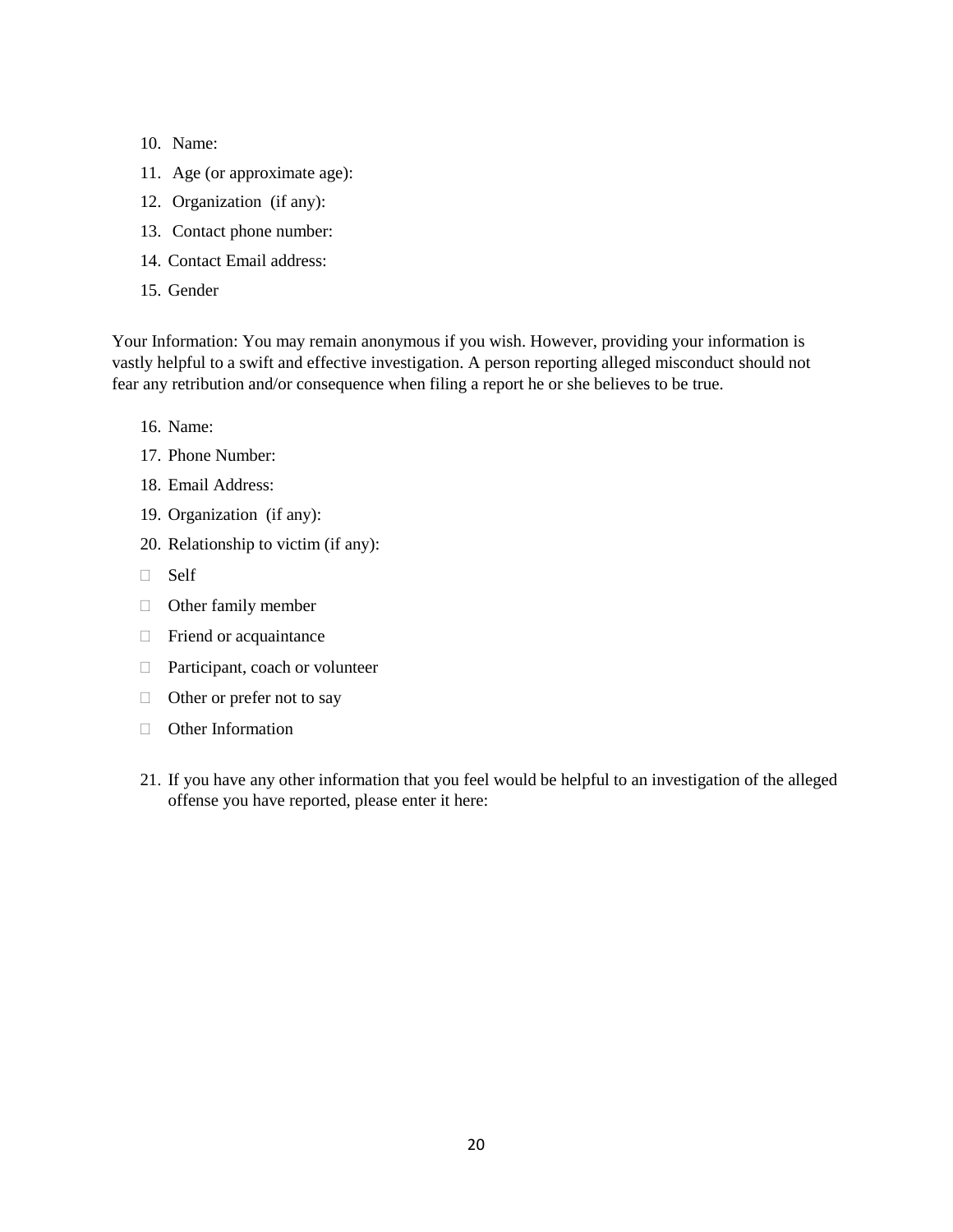10. Name:
11. Age (or approximate age):
12. Organization (if any):
13. Contact phone number:
14. Contact Email address:
15. Gender

Your Information: You may remain anonymous if you wish. However, providing your information is vastly helpful to a swift and effective investigation. A person reporting alleged misconduct should not fear any retribution and/or consequence when filing a report he or she believes to be true.

16. Name:
17. Phone Number:
18. Email Address:
19. Organization (if any):
20. Relationship to victim (if any):

- ☐ Self
- ☐ Other family member
- ☐ Friend or acquaintance
- ☐ Participant, coach or volunteer
- ☐ Other or prefer not to say
- ☐ Other Information

21. If you have any other information that you feel would be helpful to an investigation of the alleged offense you have reported, please enter it here: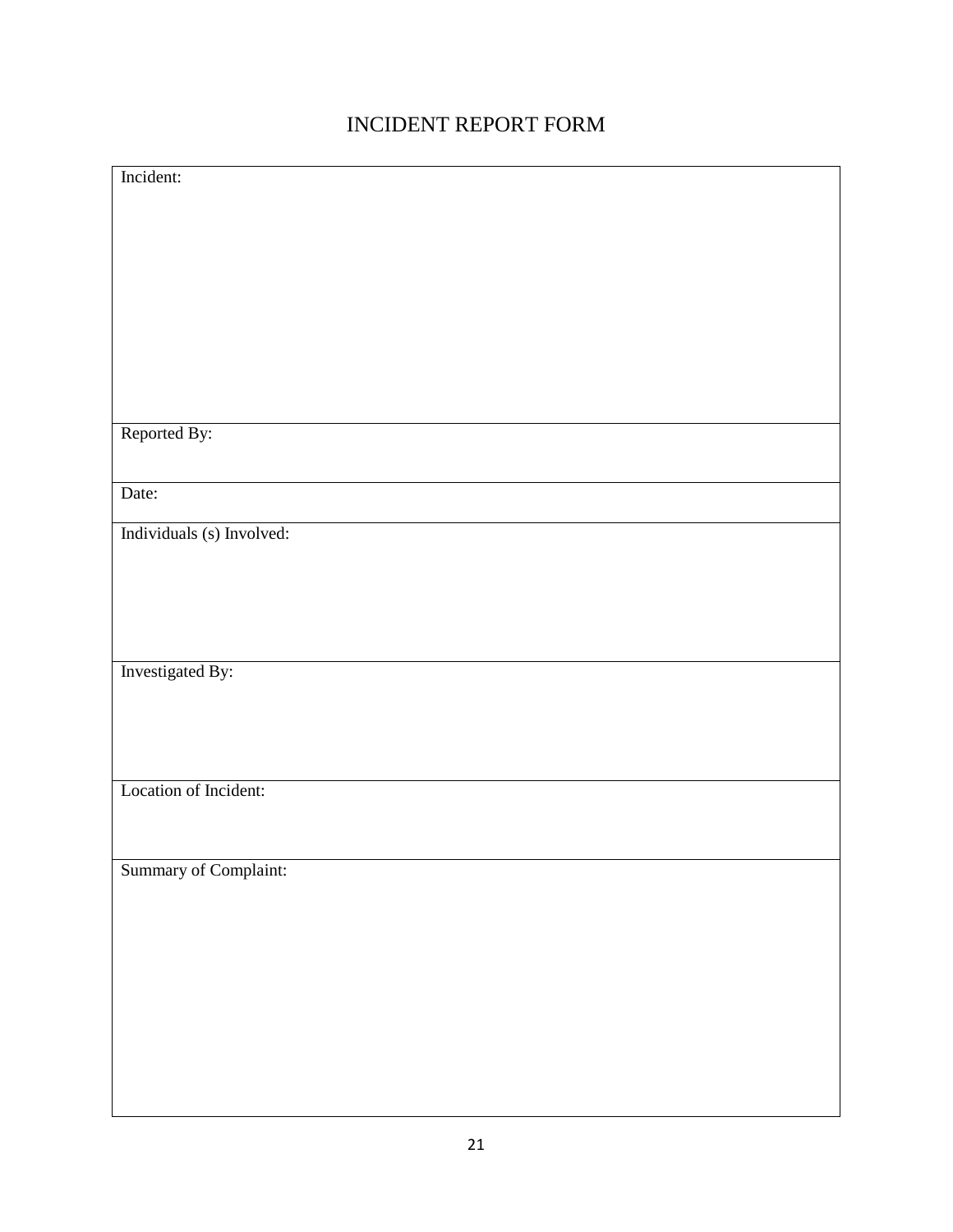# INCIDENT REPORT FORM

| Incident: |
|---|
| Reported By: |
| Date: |
| Individuals (s) Involved: |
| Investigated By: |
| Location of Incident: |
| Summary of Complaint: |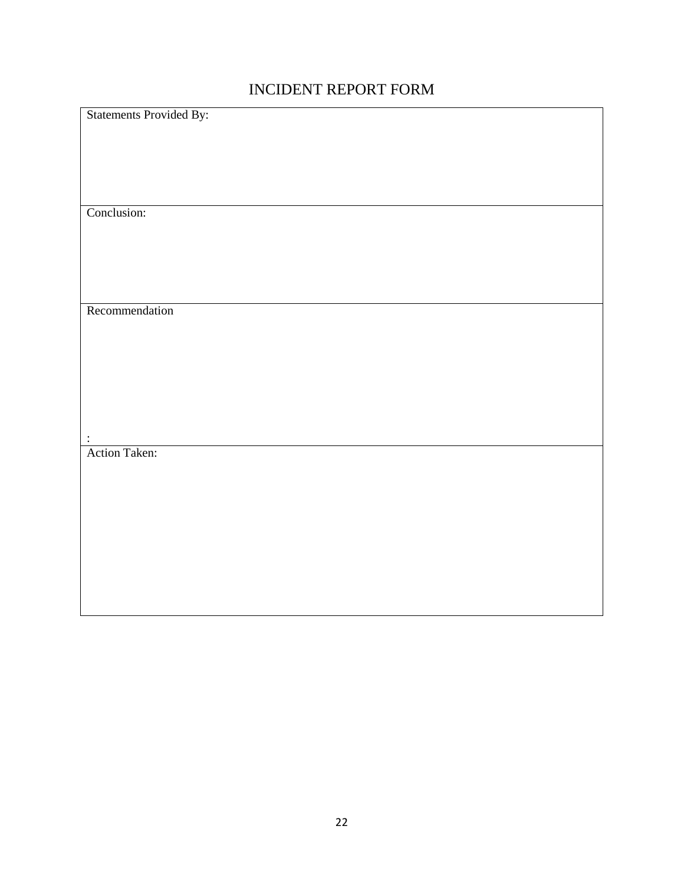# INCIDENT REPORT FORM

| |
|---|
| Statements Provided By: |
| Conclusion: |
| Recommendation<br><br>: |
| Action Taken: |